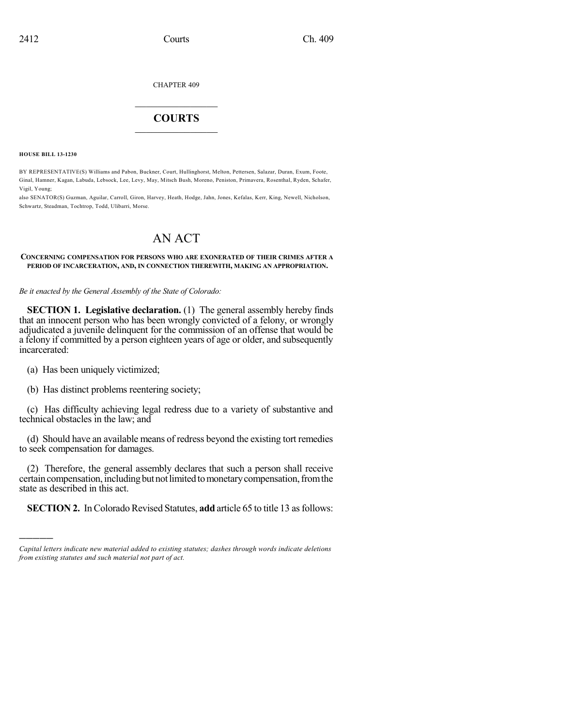CHAPTER 409

# COURTS

**HOUSE BILL 13-1230**

BY REPRESENTATIVE(S) Williams and Pabon, Buckner, Court, Hullinghorst, Melton, Pettersen, Salazar, Duran, Exum, Foote, Ginal, Hamner, Kagan, Labuda, Lebsock, Lee, Levy, May, Mitsch Bush, Moreno, Peniston, Primavera, Rosenthal, Ryden, Schafer, Vigil, Young;
also SENATOR(S) Guzman, Aguilar, Carroll, Giron, Harvey, Heath, Hodge, Jahn, Jones, Kefalas, Kerr, King, Newell, Nicholson, Schwartz, Steadman, Tochtrop, Todd, Ulibarri, Morse.

# AN ACT

**CONCERNING COMPENSATION FOR PERSONS WHO ARE EXONERATED OF THEIR CRIMES AFTER A PERIOD OF INCARCERATION, AND, IN CONNECTION THEREWITH, MAKING AN APPROPRIATION.**

*Be it enacted by the General Assembly of the State of Colorado:*

**SECTION 1. Legislative declaration.** (1) The general assembly hereby finds that an innocent person who has been wrongly convicted of a felony, or wrongly adjudicated a juvenile delinquent for the commission of an offense that would be a felony if committed by a person eighteen years of age or older, and subsequently incarcerated:

(a) Has been uniquely victimized;

(b) Has distinct problems reentering society;

(c) Has difficulty achieving legal redress due to a variety of substantive and technical obstacles in the law; and

(d) Should have an available means of redress beyond the existing tort remedies to seek compensation for damages.

(2) Therefore, the general assembly declares that such a person shall receive certain compensation, including but not limited to monetary compensation, from the state as described in this act.

**SECTION 2.** In Colorado Revised Statutes, **add** article 65 to title 13 as follows:

---

*Capital letters indicate new material added to existing statutes; dashes through words indicate deletions from existing statutes and such material not part of act.*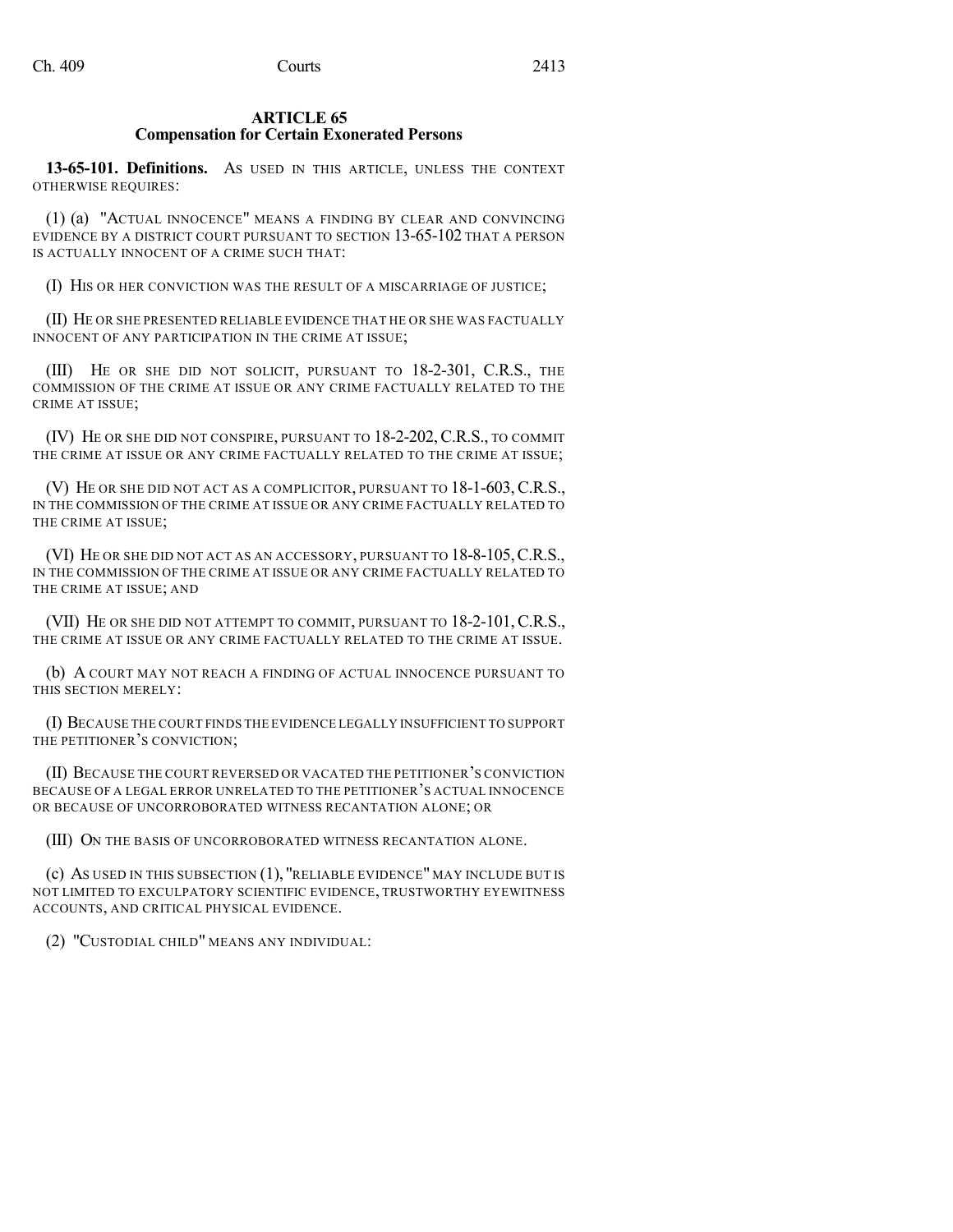## ARTICLE 65
## Compensation for Certain Exonerated Persons

**13-65-101. Definitions.** AS USED IN THIS ARTICLE, UNLESS THE CONTEXT OTHERWISE REQUIRES:

(1) (a) "ACTUAL INNOCENCE" MEANS A FINDING BY CLEAR AND CONVINCING EVIDENCE BY A DISTRICT COURT PURSUANT TO SECTION 13-65-102 THAT A PERSON IS ACTUALLY INNOCENT OF A CRIME SUCH THAT:

(I) HIS OR HER CONVICTION WAS THE RESULT OF A MISCARRIAGE OF JUSTICE;

(II) HE OR SHE PRESENTED RELIABLE EVIDENCE THAT HE OR SHE WAS FACTUALLY INNOCENT OF ANY PARTICIPATION IN THE CRIME AT ISSUE;

(III) HE OR SHE DID NOT SOLICIT, PURSUANT TO 18-2-301, C.R.S., THE COMMISSION OF THE CRIME AT ISSUE OR ANY CRIME FACTUALLY RELATED TO THE CRIME AT ISSUE;

(IV) HE OR SHE DID NOT CONSPIRE, PURSUANT TO 18-2-202, C.R.S., TO COMMIT THE CRIME AT ISSUE OR ANY CRIME FACTUALLY RELATED TO THE CRIME AT ISSUE;

(V) HE OR SHE DID NOT ACT AS A COMPLICITOR, PURSUANT TO 18-1-603, C.R.S., IN THE COMMISSION OF THE CRIME AT ISSUE OR ANY CRIME FACTUALLY RELATED TO THE CRIME AT ISSUE;

(VI) HE OR SHE DID NOT ACT AS AN ACCESSORY, PURSUANT TO 18-8-105, C.R.S., IN THE COMMISSION OF THE CRIME AT ISSUE OR ANY CRIME FACTUALLY RELATED TO THE CRIME AT ISSUE; AND

(VII) HE OR SHE DID NOT ATTEMPT TO COMMIT, PURSUANT TO 18-2-101, C.R.S., THE CRIME AT ISSUE OR ANY CRIME FACTUALLY RELATED TO THE CRIME AT ISSUE.

(b) A COURT MAY NOT REACH A FINDING OF ACTUAL INNOCENCE PURSUANT TO THIS SECTION MERELY:

(I) BECAUSE THE COURT FINDS THE EVIDENCE LEGALLY INSUFFICIENT TO SUPPORT THE PETITIONER'S CONVICTION;

(II) BECAUSE THE COURT REVERSED OR VACATED THE PETITIONER'S CONVICTION BECAUSE OF A LEGAL ERROR UNRELATED TO THE PETITIONER'S ACTUAL INNOCENCE OR BECAUSE OF UNCORROBORATED WITNESS RECANTATION ALONE; OR

(III) ON THE BASIS OF UNCORROBORATED WITNESS RECANTATION ALONE.

(c) AS USED IN THIS SUBSECTION (1), "RELIABLE EVIDENCE" MAY INCLUDE BUT IS NOT LIMITED TO EXCULPATORY SCIENTIFIC EVIDENCE, TRUSTWORTHY EYEWITNESS ACCOUNTS, AND CRITICAL PHYSICAL EVIDENCE.

(2) "CUSTODIAL CHILD" MEANS ANY INDIVIDUAL: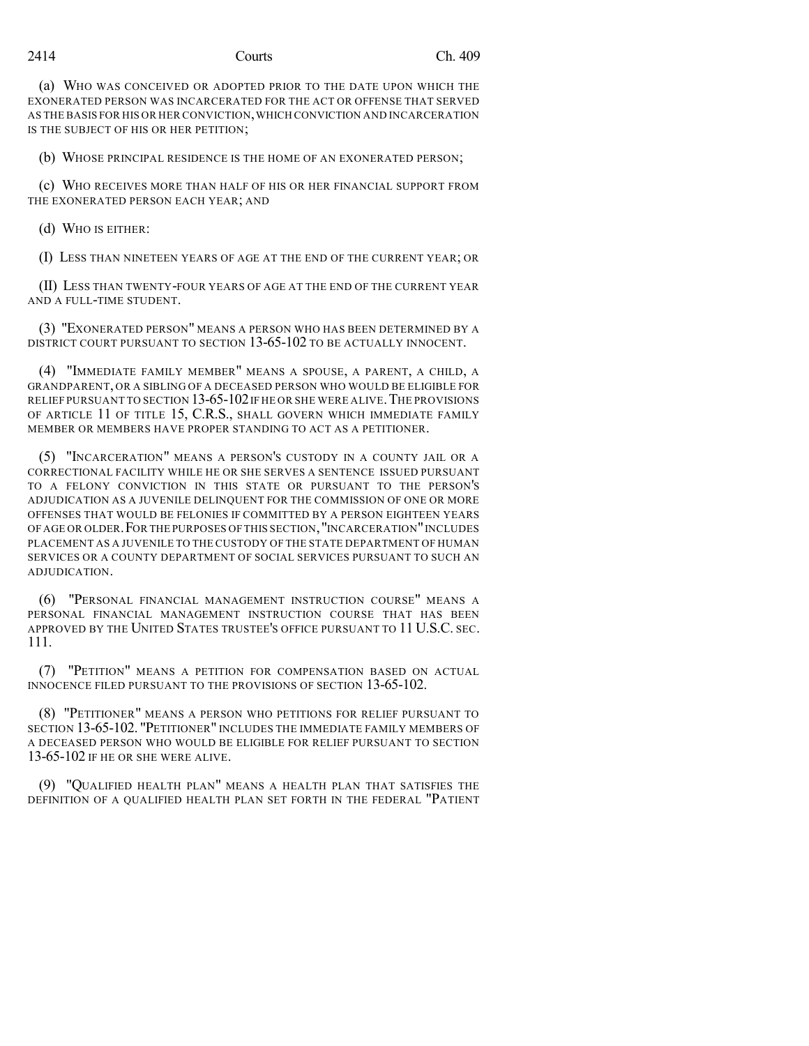(a) WHO WAS CONCEIVED OR ADOPTED PRIOR TO THE DATE UPON WHICH THE EXONERATED PERSON WAS INCARCERATED FOR THE ACT OR OFFENSE THAT SERVED AS THE BASIS FOR HIS OR HER CONVICTION, WHICH CONVICTION AND INCARCERATION IS THE SUBJECT OF HIS OR HER PETITION;

(b) WHOSE PRINCIPAL RESIDENCE IS THE HOME OF AN EXONERATED PERSON;

(c) WHO RECEIVES MORE THAN HALF OF HIS OR HER FINANCIAL SUPPORT FROM THE EXONERATED PERSON EACH YEAR; AND

(d) WHO IS EITHER:

(I) LESS THAN NINETEEN YEARS OF AGE AT THE END OF THE CURRENT YEAR; OR

(II) LESS THAN TWENTY-FOUR YEARS OF AGE AT THE END OF THE CURRENT YEAR AND A FULL-TIME STUDENT.

(3) "EXONERATED PERSON" MEANS A PERSON WHO HAS BEEN DETERMINED BY A DISTRICT COURT PURSUANT TO SECTION 13-65-102 TO BE ACTUALLY INNOCENT.

(4) "IMMEDIATE FAMILY MEMBER" MEANS A SPOUSE, A PARENT, A CHILD, A GRANDPARENT, OR A SIBLING OF A DECEASED PERSON WHO WOULD BE ELIGIBLE FOR RELIEF PURSUANT TO SECTION 13-65-102 IF HE OR SHE WERE ALIVE. THE PROVISIONS OF ARTICLE 11 OF TITLE 15, C.R.S., SHALL GOVERN WHICH IMMEDIATE FAMILY MEMBER OR MEMBERS HAVE PROPER STANDING TO ACT AS A PETITIONER.

(5) "INCARCERATION" MEANS A PERSON'S CUSTODY IN A COUNTY JAIL OR A CORRECTIONAL FACILITY WHILE HE OR SHE SERVES A SENTENCE ISSUED PURSUANT TO A FELONY CONVICTION IN THIS STATE OR PURSUANT TO THE PERSON'S ADJUDICATION AS A JUVENILE DELINQUENT FOR THE COMMISSION OF ONE OR MORE OFFENSES THAT WOULD BE FELONIES IF COMMITTED BY A PERSON EIGHTEEN YEARS OF AGE OR OLDER. FOR THE PURPOSES OF THIS SECTION, "INCARCERATION" INCLUDES PLACEMENT AS A JUVENILE TO THE CUSTODY OF THE STATE DEPARTMENT OF HUMAN SERVICES OR A COUNTY DEPARTMENT OF SOCIAL SERVICES PURSUANT TO SUCH AN ADJUDICATION.

(6) "PERSONAL FINANCIAL MANAGEMENT INSTRUCTION COURSE" MEANS A PERSONAL FINANCIAL MANAGEMENT INSTRUCTION COURSE THAT HAS BEEN APPROVED BY THE UNITED STATES TRUSTEE'S OFFICE PURSUANT TO 11 U.S.C. SEC. 111.

(7) "PETITION" MEANS A PETITION FOR COMPENSATION BASED ON ACTUAL INNOCENCE FILED PURSUANT TO THE PROVISIONS OF SECTION 13-65-102.

(8) "PETITIONER" MEANS A PERSON WHO PETITIONS FOR RELIEF PURSUANT TO SECTION 13-65-102. "PETITIONER" INCLUDES THE IMMEDIATE FAMILY MEMBERS OF A DECEASED PERSON WHO WOULD BE ELIGIBLE FOR RELIEF PURSUANT TO SECTION 13-65-102 IF HE OR SHE WERE ALIVE.

(9) "QUALIFIED HEALTH PLAN" MEANS A HEALTH PLAN THAT SATISFIES THE DEFINITION OF A QUALIFIED HEALTH PLAN SET FORTH IN THE FEDERAL "PATIENT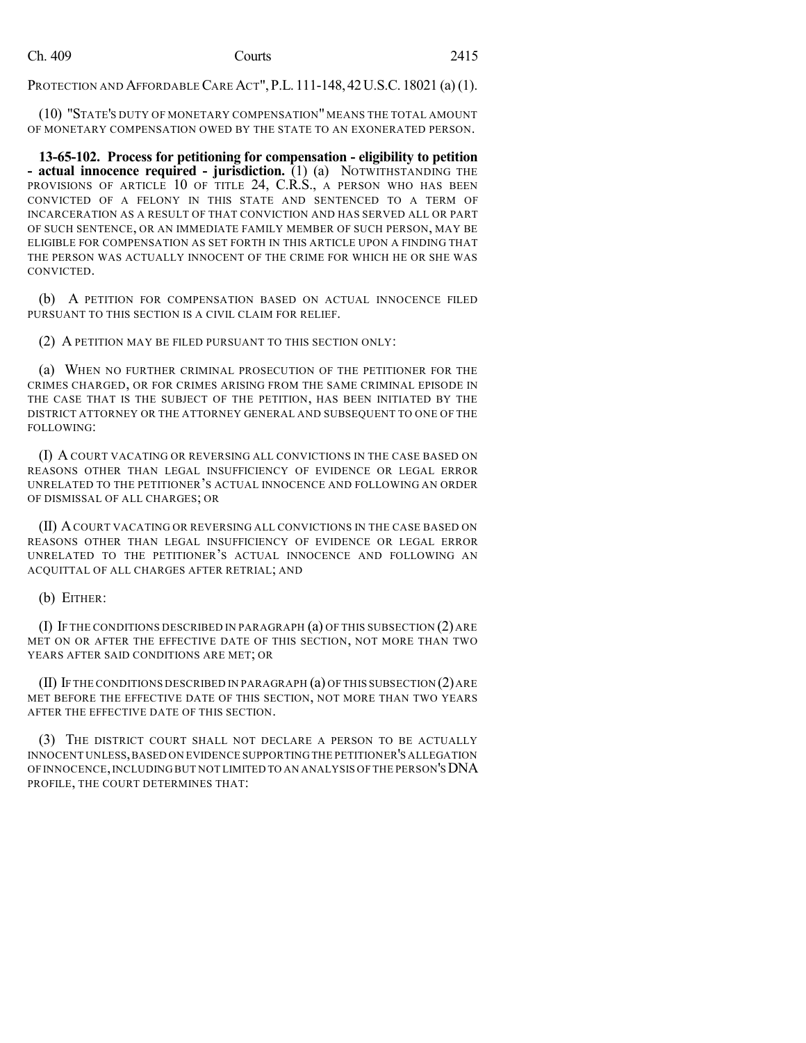PROTECTION AND AFFORDABLE CARE ACT", P.L. 111-148, 42 U.S.C. 18021 (a) (1).

(10) "STATE'S DUTY OF MONETARY COMPENSATION" MEANS THE TOTAL AMOUNT OF MONETARY COMPENSATION OWED BY THE STATE TO AN EXONERATED PERSON.

**13-65-102. Process for petitioning for compensation - eligibility to petition - actual innocence required - jurisdiction.** (1) (a) NOTWITHSTANDING THE PROVISIONS OF ARTICLE 10 OF TITLE 24, C.R.S., A PERSON WHO HAS BEEN CONVICTED OF A FELONY IN THIS STATE AND SENTENCED TO A TERM OF INCARCERATION AS A RESULT OF THAT CONVICTION AND HAS SERVED ALL OR PART OF SUCH SENTENCE, OR AN IMMEDIATE FAMILY MEMBER OF SUCH PERSON, MAY BE ELIGIBLE FOR COMPENSATION AS SET FORTH IN THIS ARTICLE UPON A FINDING THAT THE PERSON WAS ACTUALLY INNOCENT OF THE CRIME FOR WHICH HE OR SHE WAS CONVICTED.

(b) A PETITION FOR COMPENSATION BASED ON ACTUAL INNOCENCE FILED PURSUANT TO THIS SECTION IS A CIVIL CLAIM FOR RELIEF.

(2) A PETITION MAY BE FILED PURSUANT TO THIS SECTION ONLY:

(a) WHEN NO FURTHER CRIMINAL PROSECUTION OF THE PETITIONER FOR THE CRIMES CHARGED, OR FOR CRIMES ARISING FROM THE SAME CRIMINAL EPISODE IN THE CASE THAT IS THE SUBJECT OF THE PETITION, HAS BEEN INITIATED BY THE DISTRICT ATTORNEY OR THE ATTORNEY GENERAL AND SUBSEQUENT TO ONE OF THE FOLLOWING:

(I) A COURT VACATING OR REVERSING ALL CONVICTIONS IN THE CASE BASED ON REASONS OTHER THAN LEGAL INSUFFICIENCY OF EVIDENCE OR LEGAL ERROR UNRELATED TO THE PETITIONER'S ACTUAL INNOCENCE AND FOLLOWING AN ORDER OF DISMISSAL OF ALL CHARGES; OR

(II) A COURT VACATING OR REVERSING ALL CONVICTIONS IN THE CASE BASED ON REASONS OTHER THAN LEGAL INSUFFICIENCY OF EVIDENCE OR LEGAL ERROR UNRELATED TO THE PETITIONER'S ACTUAL INNOCENCE AND FOLLOWING AN ACQUITTAL OF ALL CHARGES AFTER RETRIAL; AND

(b) EITHER:

(I) IF THE CONDITIONS DESCRIBED IN PARAGRAPH (a) OF THIS SUBSECTION (2) ARE MET ON OR AFTER THE EFFECTIVE DATE OF THIS SECTION, NOT MORE THAN TWO YEARS AFTER SAID CONDITIONS ARE MET; OR

(II) IF THE CONDITIONS DESCRIBED IN PARAGRAPH (a) OF THIS SUBSECTION (2) ARE MET BEFORE THE EFFECTIVE DATE OF THIS SECTION, NOT MORE THAN TWO YEARS AFTER THE EFFECTIVE DATE OF THIS SECTION.

(3) THE DISTRICT COURT SHALL NOT DECLARE A PERSON TO BE ACTUALLY INNOCENT UNLESS, BASED ON EVIDENCE SUPPORTING THE PETITIONER'S ALLEGATION OF INNOCENCE, INCLUDING BUT NOT LIMITED TO AN ANALYSIS OF THE PERSON'S DNA PROFILE, THE COURT DETERMINES THAT: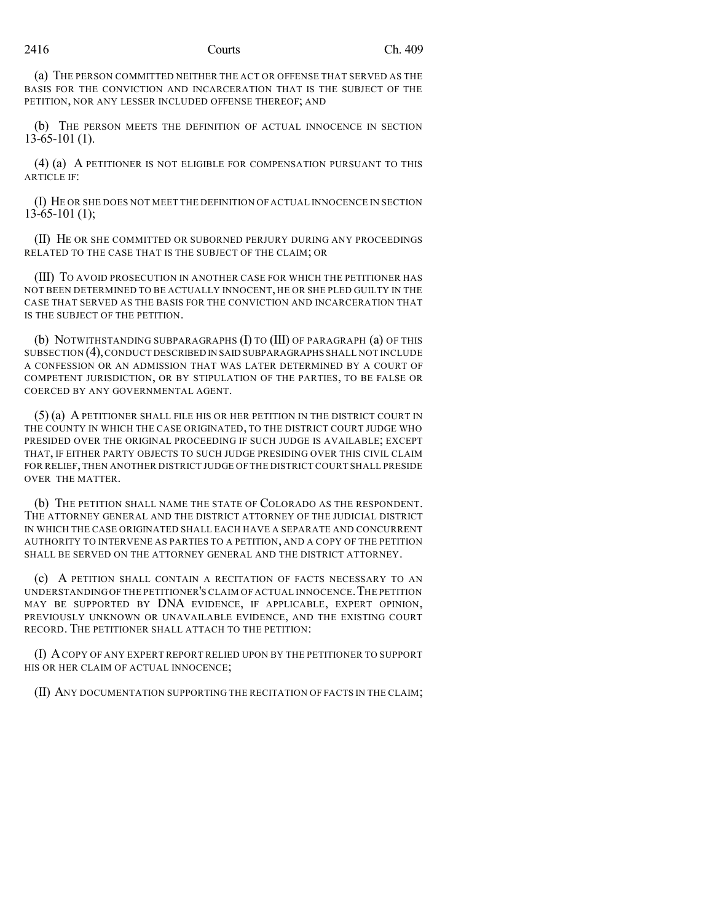(a) THE PERSON COMMITTED NEITHER THE ACT OR OFFENSE THAT SERVED AS THE BASIS FOR THE CONVICTION AND INCARCERATION THAT IS THE SUBJECT OF THE PETITION, NOR ANY LESSER INCLUDED OFFENSE THEREOF; AND

(b) THE PERSON MEETS THE DEFINITION OF ACTUAL INNOCENCE IN SECTION 13-65-101 (1).

(4) (a) A PETITIONER IS NOT ELIGIBLE FOR COMPENSATION PURSUANT TO THIS ARTICLE IF:

(I) HE OR SHE DOES NOT MEET THE DEFINITION OF ACTUAL INNOCENCE IN SECTION 13-65-101 (1);

(II) HE OR SHE COMMITTED OR SUBORNED PERJURY DURING ANY PROCEEDINGS RELATED TO THE CASE THAT IS THE SUBJECT OF THE CLAIM; OR

(III) TO AVOID PROSECUTION IN ANOTHER CASE FOR WHICH THE PETITIONER HAS NOT BEEN DETERMINED TO BE ACTUALLY INNOCENT, HE OR SHE PLED GUILTY IN THE CASE THAT SERVED AS THE BASIS FOR THE CONVICTION AND INCARCERATION THAT IS THE SUBJECT OF THE PETITION.

(b) NOTWITHSTANDING SUBPARAGRAPHS (I) TO (III) OF PARAGRAPH (a) OF THIS SUBSECTION (4), CONDUCT DESCRIBED IN SAID SUBPARAGRAPHS SHALL NOT INCLUDE A CONFESSION OR AN ADMISSION THAT WAS LATER DETERMINED BY A COURT OF COMPETENT JURISDICTION, OR BY STIPULATION OF THE PARTIES, TO BE FALSE OR COERCED BY ANY GOVERNMENTAL AGENT.

(5) (a) A PETITIONER SHALL FILE HIS OR HER PETITION IN THE DISTRICT COURT IN THE COUNTY IN WHICH THE CASE ORIGINATED, TO THE DISTRICT COURT JUDGE WHO PRESIDED OVER THE ORIGINAL PROCEEDING IF SUCH JUDGE IS AVAILABLE; EXCEPT THAT, IF EITHER PARTY OBJECTS TO SUCH JUDGE PRESIDING OVER THIS CIVIL CLAIM FOR RELIEF, THEN ANOTHER DISTRICT JUDGE OF THE DISTRICT COURT SHALL PRESIDE OVER THE MATTER.

(b) THE PETITION SHALL NAME THE STATE OF COLORADO AS THE RESPONDENT. THE ATTORNEY GENERAL AND THE DISTRICT ATTORNEY OF THE JUDICIAL DISTRICT IN WHICH THE CASE ORIGINATED SHALL EACH HAVE A SEPARATE AND CONCURRENT AUTHORITY TO INTERVENE AS PARTIES TO A PETITION, AND A COPY OF THE PETITION SHALL BE SERVED ON THE ATTORNEY GENERAL AND THE DISTRICT ATTORNEY.

(c) A PETITION SHALL CONTAIN A RECITATION OF FACTS NECESSARY TO AN UNDERSTANDING OF THE PETITIONER'S CLAIM OF ACTUAL INNOCENCE. THE PETITION MAY BE SUPPORTED BY DNA EVIDENCE, IF APPLICABLE, EXPERT OPINION, PREVIOUSLY UNKNOWN OR UNAVAILABLE EVIDENCE, AND THE EXISTING COURT RECORD. THE PETITIONER SHALL ATTACH TO THE PETITION:

(I) A COPY OF ANY EXPERT REPORT RELIED UPON BY THE PETITIONER TO SUPPORT HIS OR HER CLAIM OF ACTUAL INNOCENCE;

(II) ANY DOCUMENTATION SUPPORTING THE RECITATION OF FACTS IN THE CLAIM;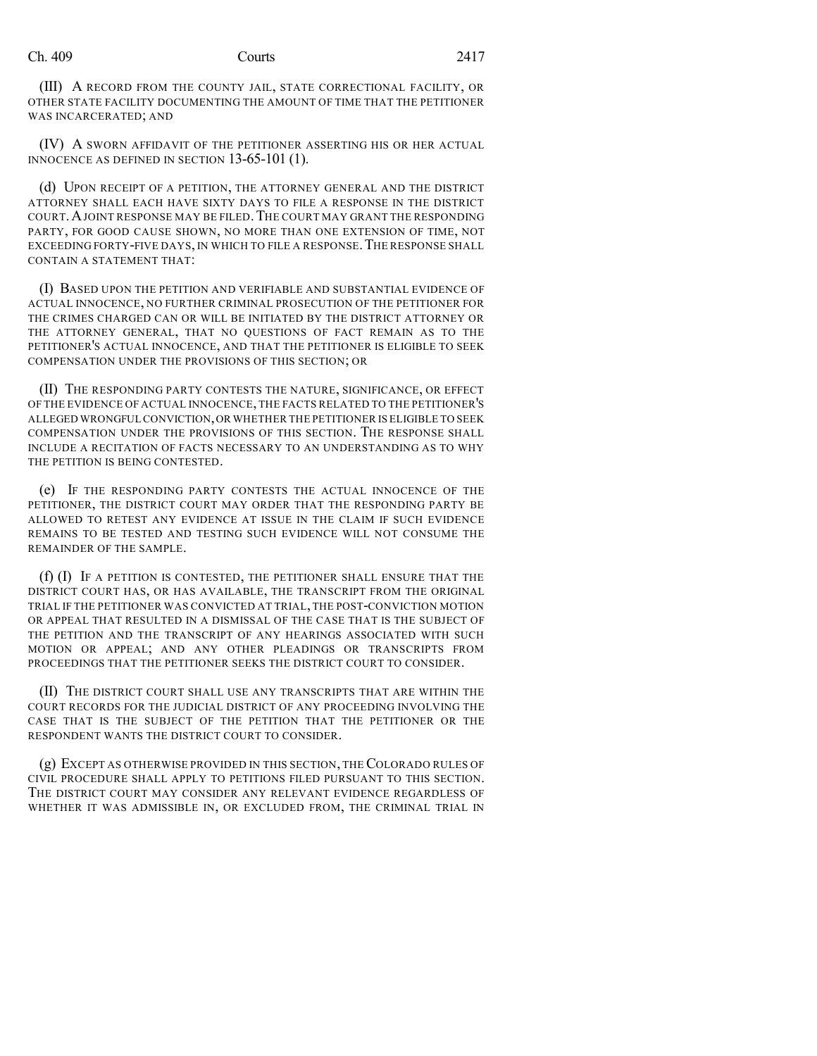(III) A RECORD FROM THE COUNTY JAIL, STATE CORRECTIONAL FACILITY, OR OTHER STATE FACILITY DOCUMENTING THE AMOUNT OF TIME THAT THE PETITIONER WAS INCARCERATED; AND

(IV) A SWORN AFFIDAVIT OF THE PETITIONER ASSERTING HIS OR HER ACTUAL INNOCENCE AS DEFINED IN SECTION 13-65-101 (1).

(d) UPON RECEIPT OF A PETITION, THE ATTORNEY GENERAL AND THE DISTRICT ATTORNEY SHALL EACH HAVE SIXTY DAYS TO FILE A RESPONSE IN THE DISTRICT COURT. A JOINT RESPONSE MAY BE FILED. THE COURT MAY GRANT THE RESPONDING PARTY, FOR GOOD CAUSE SHOWN, NO MORE THAN ONE EXTENSION OF TIME, NOT EXCEEDING FORTY-FIVE DAYS, IN WHICH TO FILE A RESPONSE. THE RESPONSE SHALL CONTAIN A STATEMENT THAT:

(I) BASED UPON THE PETITION AND VERIFIABLE AND SUBSTANTIAL EVIDENCE OF ACTUAL INNOCENCE, NO FURTHER CRIMINAL PROSECUTION OF THE PETITIONER FOR THE CRIMES CHARGED CAN OR WILL BE INITIATED BY THE DISTRICT ATTORNEY OR THE ATTORNEY GENERAL, THAT NO QUESTIONS OF FACT REMAIN AS TO THE PETITIONER'S ACTUAL INNOCENCE, AND THAT THE PETITIONER IS ELIGIBLE TO SEEK COMPENSATION UNDER THE PROVISIONS OF THIS SECTION; OR

(II) THE RESPONDING PARTY CONTESTS THE NATURE, SIGNIFICANCE, OR EFFECT OF THE EVIDENCE OF ACTUAL INNOCENCE, THE FACTS RELATED TO THE PETITIONER'S ALLEGED WRONGFUL CONVICTION, OR WHETHER THE PETITIONER IS ELIGIBLE TO SEEK COMPENSATION UNDER THE PROVISIONS OF THIS SECTION. THE RESPONSE SHALL INCLUDE A RECITATION OF FACTS NECESSARY TO AN UNDERSTANDING AS TO WHY THE PETITION IS BEING CONTESTED.

(e) IF THE RESPONDING PARTY CONTESTS THE ACTUAL INNOCENCE OF THE PETITIONER, THE DISTRICT COURT MAY ORDER THAT THE RESPONDING PARTY BE ALLOWED TO RETEST ANY EVIDENCE AT ISSUE IN THE CLAIM IF SUCH EVIDENCE REMAINS TO BE TESTED AND TESTING SUCH EVIDENCE WILL NOT CONSUME THE REMAINDER OF THE SAMPLE.

(f) (I) IF A PETITION IS CONTESTED, THE PETITIONER SHALL ENSURE THAT THE DISTRICT COURT HAS, OR HAS AVAILABLE, THE TRANSCRIPT FROM THE ORIGINAL TRIAL IF THE PETITIONER WAS CONVICTED AT TRIAL, THE POST-CONVICTION MOTION OR APPEAL THAT RESULTED IN A DISMISSAL OF THE CASE THAT IS THE SUBJECT OF THE PETITION AND THE TRANSCRIPT OF ANY HEARINGS ASSOCIATED WITH SUCH MOTION OR APPEAL; AND ANY OTHER PLEADINGS OR TRANSCRIPTS FROM PROCEEDINGS THAT THE PETITIONER SEEKS THE DISTRICT COURT TO CONSIDER.

(II) THE DISTRICT COURT SHALL USE ANY TRANSCRIPTS THAT ARE WITHIN THE COURT RECORDS FOR THE JUDICIAL DISTRICT OF ANY PROCEEDING INVOLVING THE CASE THAT IS THE SUBJECT OF THE PETITION THAT THE PETITIONER OR THE RESPONDENT WANTS THE DISTRICT COURT TO CONSIDER.

(g) EXCEPT AS OTHERWISE PROVIDED IN THIS SECTION, THE COLORADO RULES OF CIVIL PROCEDURE SHALL APPLY TO PETITIONS FILED PURSUANT TO THIS SECTION. THE DISTRICT COURT MAY CONSIDER ANY RELEVANT EVIDENCE REGARDLESS OF WHETHER IT WAS ADMISSIBLE IN, OR EXCLUDED FROM, THE CRIMINAL TRIAL IN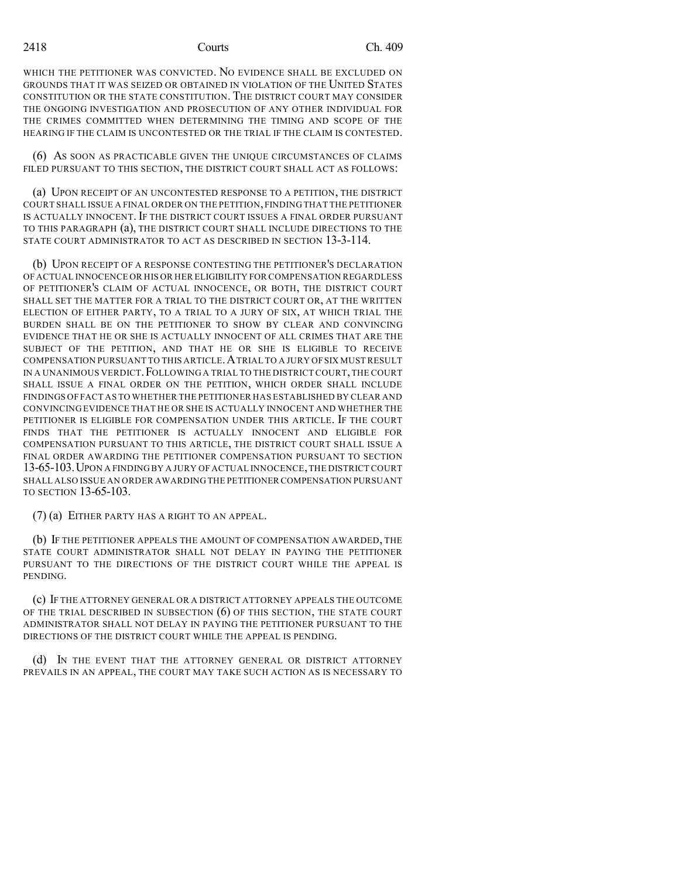WHICH THE PETITIONER WAS CONVICTED. NO EVIDENCE SHALL BE EXCLUDED ON GROUNDS THAT IT WAS SEIZED OR OBTAINED IN VIOLATION OF THE UNITED STATES CONSTITUTION OR THE STATE CONSTITUTION. THE DISTRICT COURT MAY CONSIDER THE ONGOING INVESTIGATION AND PROSECUTION OF ANY OTHER INDIVIDUAL FOR THE CRIMES COMMITTED WHEN DETERMINING THE TIMING AND SCOPE OF THE HEARING IF THE CLAIM IS UNCONTESTED OR THE TRIAL IF THE CLAIM IS CONTESTED.

(6) AS SOON AS PRACTICABLE GIVEN THE UNIQUE CIRCUMSTANCES OF CLAIMS FILED PURSUANT TO THIS SECTION, THE DISTRICT COURT SHALL ACT AS FOLLOWS:

(a) UPON RECEIPT OF AN UNCONTESTED RESPONSE TO A PETITION, THE DISTRICT COURT SHALL ISSUE A FINAL ORDER ON THE PETITION, FINDING THAT THE PETITIONER IS ACTUALLY INNOCENT. IF THE DISTRICT COURT ISSUES A FINAL ORDER PURSUANT TO THIS PARAGRAPH (a), THE DISTRICT COURT SHALL INCLUDE DIRECTIONS TO THE STATE COURT ADMINISTRATOR TO ACT AS DESCRIBED IN SECTION 13-3-114.

(b) UPON RECEIPT OF A RESPONSE CONTESTING THE PETITIONER'S DECLARATION OF ACTUAL INNOCENCE OR HIS OR HER ELIGIBILITY FOR COMPENSATION REGARDLESS OF PETITIONER'S CLAIM OF ACTUAL INNOCENCE, OR BOTH, THE DISTRICT COURT SHALL SET THE MATTER FOR A TRIAL TO THE DISTRICT COURT OR, AT THE WRITTEN ELECTION OF EITHER PARTY, TO A TRIAL TO A JURY OF SIX, AT WHICH TRIAL THE BURDEN SHALL BE ON THE PETITIONER TO SHOW BY CLEAR AND CONVINCING EVIDENCE THAT HE OR SHE IS ACTUALLY INNOCENT OF ALL CRIMES THAT ARE THE SUBJECT OF THE PETITION, AND THAT HE OR SHE IS ELIGIBLE TO RECEIVE COMPENSATION PURSUANT TO THIS ARTICLE. A TRIAL TO A JURY OF SIX MUST RESULT IN A UNANIMOUS VERDICT. FOLLOWING A TRIAL TO THE DISTRICT COURT, THE COURT SHALL ISSUE A FINAL ORDER ON THE PETITION, WHICH ORDER SHALL INCLUDE FINDINGS OF FACT AS TO WHETHER THE PETITIONER HAS ESTABLISHED BY CLEAR AND CONVINCING EVIDENCE THAT HE OR SHE IS ACTUALLY INNOCENT AND WHETHER THE PETITIONER IS ELIGIBLE FOR COMPENSATION UNDER THIS ARTICLE. IF THE COURT FINDS THAT THE PETITIONER IS ACTUALLY INNOCENT AND ELIGIBLE FOR COMPENSATION PURSUANT TO THIS ARTICLE, THE DISTRICT COURT SHALL ISSUE A FINAL ORDER AWARDING THE PETITIONER COMPENSATION PURSUANT TO SECTION 13-65-103. UPON A FINDING BY A JURY OF ACTUAL INNOCENCE, THE DISTRICT COURT SHALL ALSO ISSUE AN ORDER AWARDING THE PETITIONER COMPENSATION PURSUANT TO SECTION 13-65-103.

(7) (a) EITHER PARTY HAS A RIGHT TO AN APPEAL.

(b) IF THE PETITIONER APPEALS THE AMOUNT OF COMPENSATION AWARDED, THE STATE COURT ADMINISTRATOR SHALL NOT DELAY IN PAYING THE PETITIONER PURSUANT TO THE DIRECTIONS OF THE DISTRICT COURT WHILE THE APPEAL IS PENDING.

(c) IF THE ATTORNEY GENERAL OR A DISTRICT ATTORNEY APPEALS THE OUTCOME OF THE TRIAL DESCRIBED IN SUBSECTION (6) OF THIS SECTION, THE STATE COURT ADMINISTRATOR SHALL NOT DELAY IN PAYING THE PETITIONER PURSUANT TO THE DIRECTIONS OF THE DISTRICT COURT WHILE THE APPEAL IS PENDING.

(d) IN THE EVENT THAT THE ATTORNEY GENERAL OR DISTRICT ATTORNEY PREVAILS IN AN APPEAL, THE COURT MAY TAKE SUCH ACTION AS IS NECESSARY TO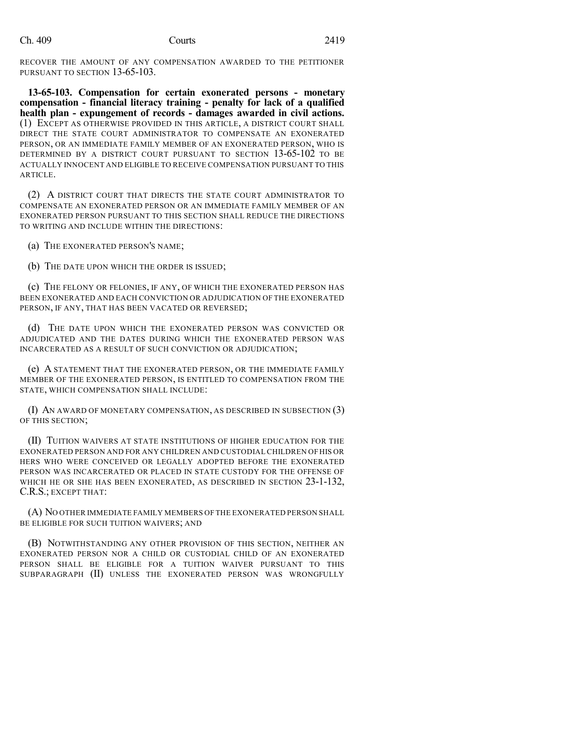RECOVER THE AMOUNT OF ANY COMPENSATION AWARDED TO THE PETITIONER PURSUANT TO SECTION 13-65-103.

**13-65-103. Compensation for certain exonerated persons - monetary compensation - financial literacy training - penalty for lack of a qualified health plan - expungement of records - damages awarded in civil actions.** (1) EXCEPT AS OTHERWISE PROVIDED IN THIS ARTICLE, A DISTRICT COURT SHALL DIRECT THE STATE COURT ADMINISTRATOR TO COMPENSATE AN EXONERATED PERSON, OR AN IMMEDIATE FAMILY MEMBER OF AN EXONERATED PERSON, WHO IS DETERMINED BY A DISTRICT COURT PURSUANT TO SECTION 13-65-102 TO BE ACTUALLY INNOCENT AND ELIGIBLE TO RECEIVE COMPENSATION PURSUANT TO THIS ARTICLE.

(2) A DISTRICT COURT THAT DIRECTS THE STATE COURT ADMINISTRATOR TO COMPENSATE AN EXONERATED PERSON OR AN IMMEDIATE FAMILY MEMBER OF AN EXONERATED PERSON PURSUANT TO THIS SECTION SHALL REDUCE THE DIRECTIONS TO WRITING AND INCLUDE WITHIN THE DIRECTIONS:

(a) THE EXONERATED PERSON'S NAME;

(b) THE DATE UPON WHICH THE ORDER IS ISSUED;

(c) THE FELONY OR FELONIES, IF ANY, OF WHICH THE EXONERATED PERSON HAS BEEN EXONERATED AND EACH CONVICTION OR ADJUDICATION OF THE EXONERATED PERSON, IF ANY, THAT HAS BEEN VACATED OR REVERSED;

(d) THE DATE UPON WHICH THE EXONERATED PERSON WAS CONVICTED OR ADJUDICATED AND THE DATES DURING WHICH THE EXONERATED PERSON WAS INCARCERATED AS A RESULT OF SUCH CONVICTION OR ADJUDICATION;

(e) A STATEMENT THAT THE EXONERATED PERSON, OR THE IMMEDIATE FAMILY MEMBER OF THE EXONERATED PERSON, IS ENTITLED TO COMPENSATION FROM THE STATE, WHICH COMPENSATION SHALL INCLUDE:

(I) AN AWARD OF MONETARY COMPENSATION, AS DESCRIBED IN SUBSECTION (3) OF THIS SECTION;

(II) TUITION WAIVERS AT STATE INSTITUTIONS OF HIGHER EDUCATION FOR THE EXONERATED PERSON AND FOR ANY CHILDREN AND CUSTODIAL CHILDREN OF HIS OR HERS WHO WERE CONCEIVED OR LEGALLY ADOPTED BEFORE THE EXONERATED PERSON WAS INCARCERATED OR PLACED IN STATE CUSTODY FOR THE OFFENSE OF WHICH HE OR SHE HAS BEEN EXONERATED, AS DESCRIBED IN SECTION 23-1-132, C.R.S.; EXCEPT THAT:

(A) NO OTHER IMMEDIATE FAMILY MEMBERS OF THE EXONERATED PERSON SHALL BE ELIGIBLE FOR SUCH TUITION WAIVERS; AND

(B) NOTWITHSTANDING ANY OTHER PROVISION OF THIS SECTION, NEITHER AN EXONERATED PERSON NOR A CHILD OR CUSTODIAL CHILD OF AN EXONERATED PERSON SHALL BE ELIGIBLE FOR A TUITION WAIVER PURSUANT TO THIS SUBPARAGRAPH (II) UNLESS THE EXONERATED PERSON WAS WRONGFULLY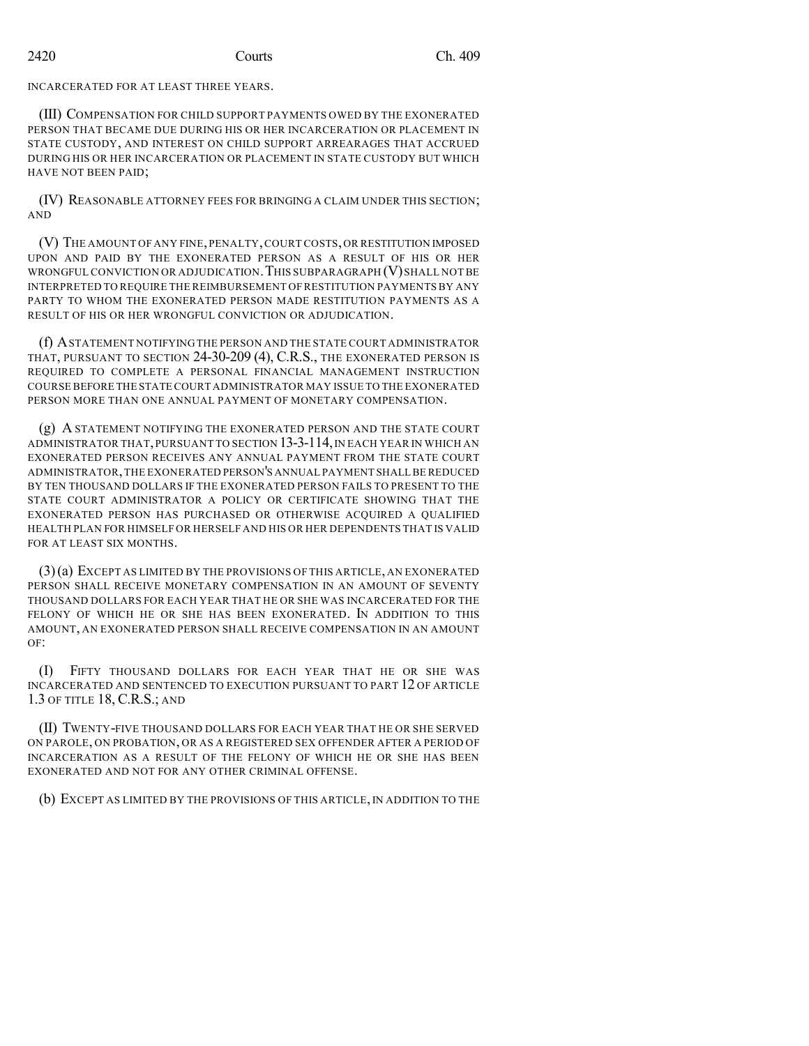INCARCERATED FOR AT LEAST THREE YEARS.

(III) COMPENSATION FOR CHILD SUPPORT PAYMENTS OWED BY THE EXONERATED PERSON THAT BECAME DUE DURING HIS OR HER INCARCERATION OR PLACEMENT IN STATE CUSTODY, AND INTEREST ON CHILD SUPPORT ARREARAGES THAT ACCRUED DURING HIS OR HER INCARCERATION OR PLACEMENT IN STATE CUSTODY BUT WHICH HAVE NOT BEEN PAID;

(IV) REASONABLE ATTORNEY FEES FOR BRINGING A CLAIM UNDER THIS SECTION; AND

(V) THE AMOUNT OF ANY FINE, PENALTY, COURT COSTS, OR RESTITUTION IMPOSED UPON AND PAID BY THE EXONERATED PERSON AS A RESULT OF HIS OR HER WRONGFUL CONVICTION OR ADJUDICATION. THIS SUBPARAGRAPH (V) SHALL NOT BE INTERPRETED TO REQUIRE THE REIMBURSEMENT OF RESTITUTION PAYMENTS BY ANY PARTY TO WHOM THE EXONERATED PERSON MADE RESTITUTION PAYMENTS AS A RESULT OF HIS OR HER WRONGFUL CONVICTION OR ADJUDICATION.

(f) A STATEMENT NOTIFYING THE PERSON AND THE STATE COURT ADMINISTRATOR THAT, PURSUANT TO SECTION 24-30-209 (4), C.R.S., THE EXONERATED PERSON IS REQUIRED TO COMPLETE A PERSONAL FINANCIAL MANAGEMENT INSTRUCTION COURSE BEFORE THE STATE COURT ADMINISTRATOR MAY ISSUE TO THE EXONERATED PERSON MORE THAN ONE ANNUAL PAYMENT OF MONETARY COMPENSATION.

(g) A STATEMENT NOTIFYING THE EXONERATED PERSON AND THE STATE COURT ADMINISTRATOR THAT, PURSUANT TO SECTION 13-3-114, IN EACH YEAR IN WHICH AN EXONERATED PERSON RECEIVES ANY ANNUAL PAYMENT FROM THE STATE COURT ADMINISTRATOR, THE EXONERATED PERSON'S ANNUAL PAYMENT SHALL BE REDUCED BY TEN THOUSAND DOLLARS IF THE EXONERATED PERSON FAILS TO PRESENT TO THE STATE COURT ADMINISTRATOR A POLICY OR CERTIFICATE SHOWING THAT THE EXONERATED PERSON HAS PURCHASED OR OTHERWISE ACQUIRED A QUALIFIED HEALTH PLAN FOR HIMSELF OR HERSELF AND HIS OR HER DEPENDENTS THAT IS VALID FOR AT LEAST SIX MONTHS.

(3) (a) EXCEPT AS LIMITED BY THE PROVISIONS OF THIS ARTICLE, AN EXONERATED PERSON SHALL RECEIVE MONETARY COMPENSATION IN AN AMOUNT OF SEVENTY THOUSAND DOLLARS FOR EACH YEAR THAT HE OR SHE WAS INCARCERATED FOR THE FELONY OF WHICH HE OR SHE HAS BEEN EXONERATED. IN ADDITION TO THIS AMOUNT, AN EXONERATED PERSON SHALL RECEIVE COMPENSATION IN AN AMOUNT OF:

(I) FIFTY THOUSAND DOLLARS FOR EACH YEAR THAT HE OR SHE WAS INCARCERATED AND SENTENCED TO EXECUTION PURSUANT TO PART 12 OF ARTICLE 1.3 OF TITLE 18, C.R.S.; AND

(II) TWENTY-FIVE THOUSAND DOLLARS FOR EACH YEAR THAT HE OR SHE SERVED ON PAROLE, ON PROBATION, OR AS A REGISTERED SEX OFFENDER AFTER A PERIOD OF INCARCERATION AS A RESULT OF THE FELONY OF WHICH HE OR SHE HAS BEEN EXONERATED AND NOT FOR ANY OTHER CRIMINAL OFFENSE.

(b) EXCEPT AS LIMITED BY THE PROVISIONS OF THIS ARTICLE, IN ADDITION TO THE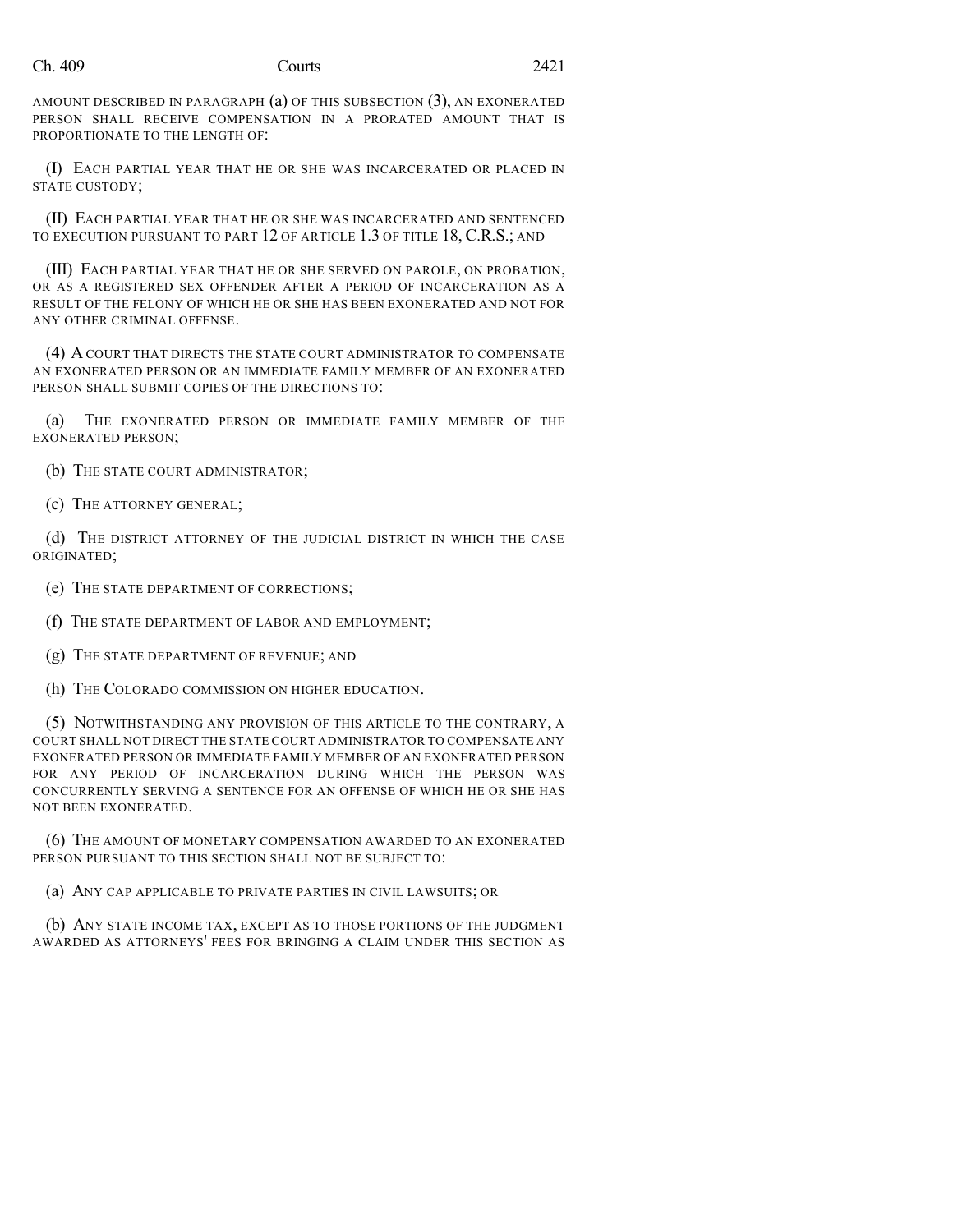AMOUNT DESCRIBED IN PARAGRAPH (a) OF THIS SUBSECTION (3), AN EXONERATED PERSON SHALL RECEIVE COMPENSATION IN A PRORATED AMOUNT THAT IS PROPORTIONATE TO THE LENGTH OF:

(I) EACH PARTIAL YEAR THAT HE OR SHE WAS INCARCERATED OR PLACED IN STATE CUSTODY;

(II) EACH PARTIAL YEAR THAT HE OR SHE WAS INCARCERATED AND SENTENCED TO EXECUTION PURSUANT TO PART 12 OF ARTICLE 1.3 OF TITLE 18, C.R.S.; AND

(III) EACH PARTIAL YEAR THAT HE OR SHE SERVED ON PAROLE, ON PROBATION, OR AS A REGISTERED SEX OFFENDER AFTER A PERIOD OF INCARCERATION AS A RESULT OF THE FELONY OF WHICH HE OR SHE HAS BEEN EXONERATED AND NOT FOR ANY OTHER CRIMINAL OFFENSE.

(4) A COURT THAT DIRECTS THE STATE COURT ADMINISTRATOR TO COMPENSATE AN EXONERATED PERSON OR AN IMMEDIATE FAMILY MEMBER OF AN EXONERATED PERSON SHALL SUBMIT COPIES OF THE DIRECTIONS TO:

(a) THE EXONERATED PERSON OR IMMEDIATE FAMILY MEMBER OF THE EXONERATED PERSON;

(b) THE STATE COURT ADMINISTRATOR;

(c) THE ATTORNEY GENERAL;

(d) THE DISTRICT ATTORNEY OF THE JUDICIAL DISTRICT IN WHICH THE CASE ORIGINATED;

(e) THE STATE DEPARTMENT OF CORRECTIONS;

(f) THE STATE DEPARTMENT OF LABOR AND EMPLOYMENT;

(g) THE STATE DEPARTMENT OF REVENUE; AND

(h) THE COLORADO COMMISSION ON HIGHER EDUCATION.

(5) NOTWITHSTANDING ANY PROVISION OF THIS ARTICLE TO THE CONTRARY, A COURT SHALL NOT DIRECT THE STATE COURT ADMINISTRATOR TO COMPENSATE ANY EXONERATED PERSON OR IMMEDIATE FAMILY MEMBER OF AN EXONERATED PERSON FOR ANY PERIOD OF INCARCERATION DURING WHICH THE PERSON WAS CONCURRENTLY SERVING A SENTENCE FOR AN OFFENSE OF WHICH HE OR SHE HAS NOT BEEN EXONERATED.

(6) THE AMOUNT OF MONETARY COMPENSATION AWARDED TO AN EXONERATED PERSON PURSUANT TO THIS SECTION SHALL NOT BE SUBJECT TO:

(a) ANY CAP APPLICABLE TO PRIVATE PARTIES IN CIVIL LAWSUITS; OR

(b) ANY STATE INCOME TAX, EXCEPT AS TO THOSE PORTIONS OF THE JUDGMENT AWARDED AS ATTORNEYS' FEES FOR BRINGING A CLAIM UNDER THIS SECTION AS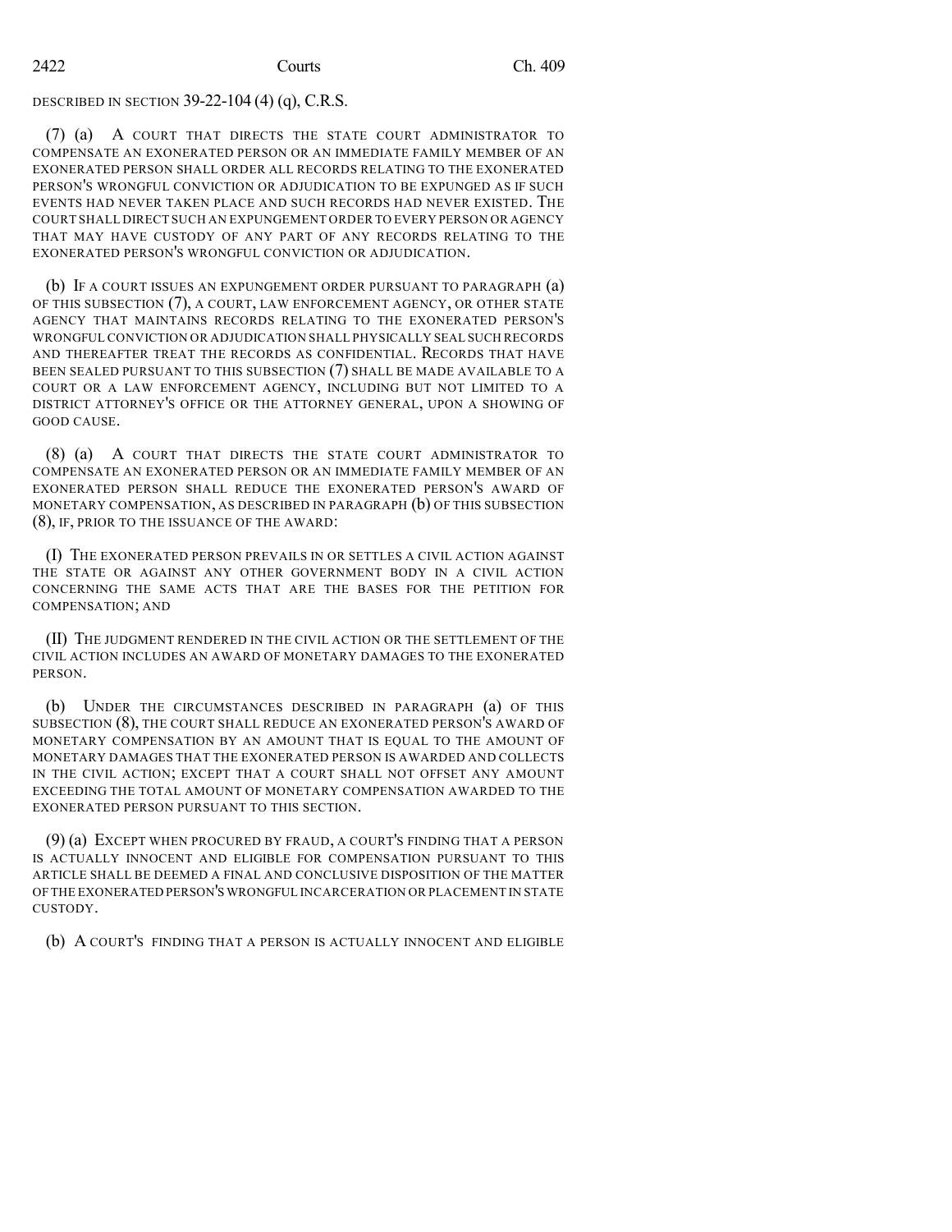DESCRIBED IN SECTION 39-22-104 (4) (q), C.R.S.

(7) (a) A COURT THAT DIRECTS THE STATE COURT ADMINISTRATOR TO COMPENSATE AN EXONERATED PERSON OR AN IMMEDIATE FAMILY MEMBER OF AN EXONERATED PERSON SHALL ORDER ALL RECORDS RELATING TO THE EXONERATED PERSON'S WRONGFUL CONVICTION OR ADJUDICATION TO BE EXPUNGED AS IF SUCH EVENTS HAD NEVER TAKEN PLACE AND SUCH RECORDS HAD NEVER EXISTED. THE COURT SHALL DIRECT SUCH AN EXPUNGEMENT ORDER TO EVERY PERSON OR AGENCY THAT MAY HAVE CUSTODY OF ANY PART OF ANY RECORDS RELATING TO THE EXONERATED PERSON'S WRONGFUL CONVICTION OR ADJUDICATION.

(b) IF A COURT ISSUES AN EXPUNGEMENT ORDER PURSUANT TO PARAGRAPH (a) OF THIS SUBSECTION (7), A COURT, LAW ENFORCEMENT AGENCY, OR OTHER STATE AGENCY THAT MAINTAINS RECORDS RELATING TO THE EXONERATED PERSON'S WRONGFUL CONVICTION OR ADJUDICATION SHALL PHYSICALLY SEAL SUCH RECORDS AND THEREAFTER TREAT THE RECORDS AS CONFIDENTIAL. RECORDS THAT HAVE BEEN SEALED PURSUANT TO THIS SUBSECTION (7) SHALL BE MADE AVAILABLE TO A COURT OR A LAW ENFORCEMENT AGENCY, INCLUDING BUT NOT LIMITED TO A DISTRICT ATTORNEY'S OFFICE OR THE ATTORNEY GENERAL, UPON A SHOWING OF GOOD CAUSE.

(8) (a) A COURT THAT DIRECTS THE STATE COURT ADMINISTRATOR TO COMPENSATE AN EXONERATED PERSON OR AN IMMEDIATE FAMILY MEMBER OF AN EXONERATED PERSON SHALL REDUCE THE EXONERATED PERSON'S AWARD OF MONETARY COMPENSATION, AS DESCRIBED IN PARAGRAPH (b) OF THIS SUBSECTION (8), IF, PRIOR TO THE ISSUANCE OF THE AWARD:

(I) THE EXONERATED PERSON PREVAILS IN OR SETTLES A CIVIL ACTION AGAINST THE STATE OR AGAINST ANY OTHER GOVERNMENT BODY IN A CIVIL ACTION CONCERNING THE SAME ACTS THAT ARE THE BASES FOR THE PETITION FOR COMPENSATION; AND

(II) THE JUDGMENT RENDERED IN THE CIVIL ACTION OR THE SETTLEMENT OF THE CIVIL ACTION INCLUDES AN AWARD OF MONETARY DAMAGES TO THE EXONERATED PERSON.

(b) UNDER THE CIRCUMSTANCES DESCRIBED IN PARAGRAPH (a) OF THIS SUBSECTION (8), THE COURT SHALL REDUCE AN EXONERATED PERSON'S AWARD OF MONETARY COMPENSATION BY AN AMOUNT THAT IS EQUAL TO THE AMOUNT OF MONETARY DAMAGES THAT THE EXONERATED PERSON IS AWARDED AND COLLECTS IN THE CIVIL ACTION; EXCEPT THAT A COURT SHALL NOT OFFSET ANY AMOUNT EXCEEDING THE TOTAL AMOUNT OF MONETARY COMPENSATION AWARDED TO THE EXONERATED PERSON PURSUANT TO THIS SECTION.

(9) (a) EXCEPT WHEN PROCURED BY FRAUD, A COURT'S FINDING THAT A PERSON IS ACTUALLY INNOCENT AND ELIGIBLE FOR COMPENSATION PURSUANT TO THIS ARTICLE SHALL BE DEEMED A FINAL AND CONCLUSIVE DISPOSITION OF THE MATTER OF THE EXONERATED PERSON'S WRONGFUL INCARCERATION OR PLACEMENT IN STATE CUSTODY.

(b) A COURT'S FINDING THAT A PERSON IS ACTUALLY INNOCENT AND ELIGIBLE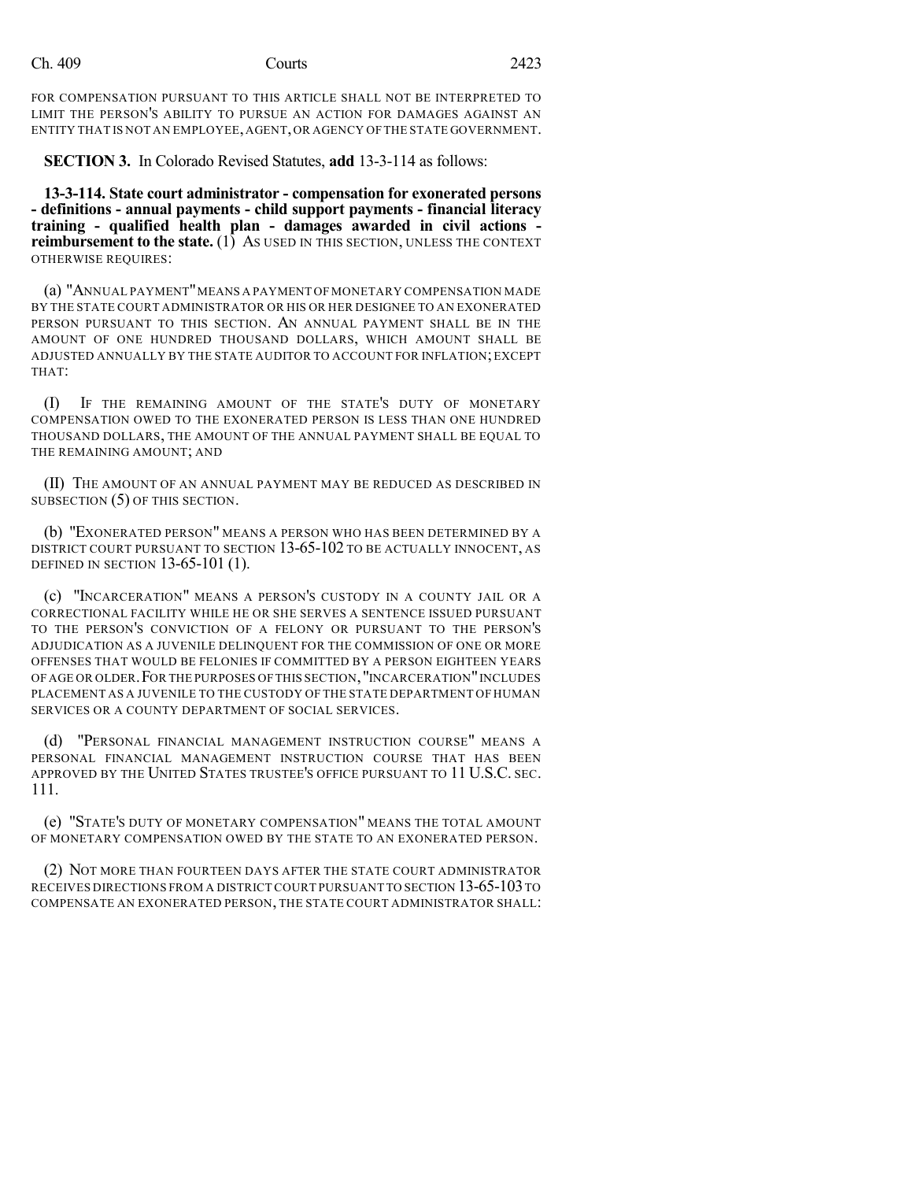FOR COMPENSATION PURSUANT TO THIS ARTICLE SHALL NOT BE INTERPRETED TO LIMIT THE PERSON'S ABILITY TO PURSUE AN ACTION FOR DAMAGES AGAINST AN ENTITY THAT IS NOT AN EMPLOYEE, AGENT, OR AGENCY OF THE STATE GOVERNMENT.

**SECTION 3.** In Colorado Revised Statutes, **add** 13-3-114 as follows:

**13-3-114. State court administrator - compensation for exonerated persons - definitions - annual payments - child support payments - financial literacy training - qualified health plan - damages awarded in civil actions - reimbursement to the state.** (1) AS USED IN THIS SECTION, UNLESS THE CONTEXT OTHERWISE REQUIRES:

(a) "ANNUAL PAYMENT" MEANS A PAYMENT OF MONETARY COMPENSATION MADE BY THE STATE COURT ADMINISTRATOR OR HIS OR HER DESIGNEE TO AN EXONERATED PERSON PURSUANT TO THIS SECTION. AN ANNUAL PAYMENT SHALL BE IN THE AMOUNT OF ONE HUNDRED THOUSAND DOLLARS, WHICH AMOUNT SHALL BE ADJUSTED ANNUALLY BY THE STATE AUDITOR TO ACCOUNT FOR INFLATION; EXCEPT THAT:

(I) IF THE REMAINING AMOUNT OF THE STATE'S DUTY OF MONETARY COMPENSATION OWED TO THE EXONERATED PERSON IS LESS THAN ONE HUNDRED THOUSAND DOLLARS, THE AMOUNT OF THE ANNUAL PAYMENT SHALL BE EQUAL TO THE REMAINING AMOUNT; AND

(II) THE AMOUNT OF AN ANNUAL PAYMENT MAY BE REDUCED AS DESCRIBED IN SUBSECTION (5) OF THIS SECTION.

(b) "EXONERATED PERSON" MEANS A PERSON WHO HAS BEEN DETERMINED BY A DISTRICT COURT PURSUANT TO SECTION 13-65-102 TO BE ACTUALLY INNOCENT, AS DEFINED IN SECTION 13-65-101 (1).

(c) "INCARCERATION" MEANS A PERSON'S CUSTODY IN A COUNTY JAIL OR A CORRECTIONAL FACILITY WHILE HE OR SHE SERVES A SENTENCE ISSUED PURSUANT TO THE PERSON'S CONVICTION OF A FELONY OR PURSUANT TO THE PERSON'S ADJUDICATION AS A JUVENILE DELINQUENT FOR THE COMMISSION OF ONE OR MORE OFFENSES THAT WOULD BE FELONIES IF COMMITTED BY A PERSON EIGHTEEN YEARS OF AGE OR OLDER. FOR THE PURPOSES OF THIS SECTION, "INCARCERATION" INCLUDES PLACEMENT AS A JUVENILE TO THE CUSTODY OF THE STATE DEPARTMENT OF HUMAN SERVICES OR A COUNTY DEPARTMENT OF SOCIAL SERVICES.

(d) "PERSONAL FINANCIAL MANAGEMENT INSTRUCTION COURSE" MEANS A PERSONAL FINANCIAL MANAGEMENT INSTRUCTION COURSE THAT HAS BEEN APPROVED BY THE UNITED STATES TRUSTEE'S OFFICE PURSUANT TO 11 U.S.C. SEC. 111.

(e) "STATE'S DUTY OF MONETARY COMPENSATION" MEANS THE TOTAL AMOUNT OF MONETARY COMPENSATION OWED BY THE STATE TO AN EXONERATED PERSON.

(2) NOT MORE THAN FOURTEEN DAYS AFTER THE STATE COURT ADMINISTRATOR RECEIVES DIRECTIONS FROM A DISTRICT COURT PURSUANT TO SECTION 13-65-103 TO COMPENSATE AN EXONERATED PERSON, THE STATE COURT ADMINISTRATOR SHALL: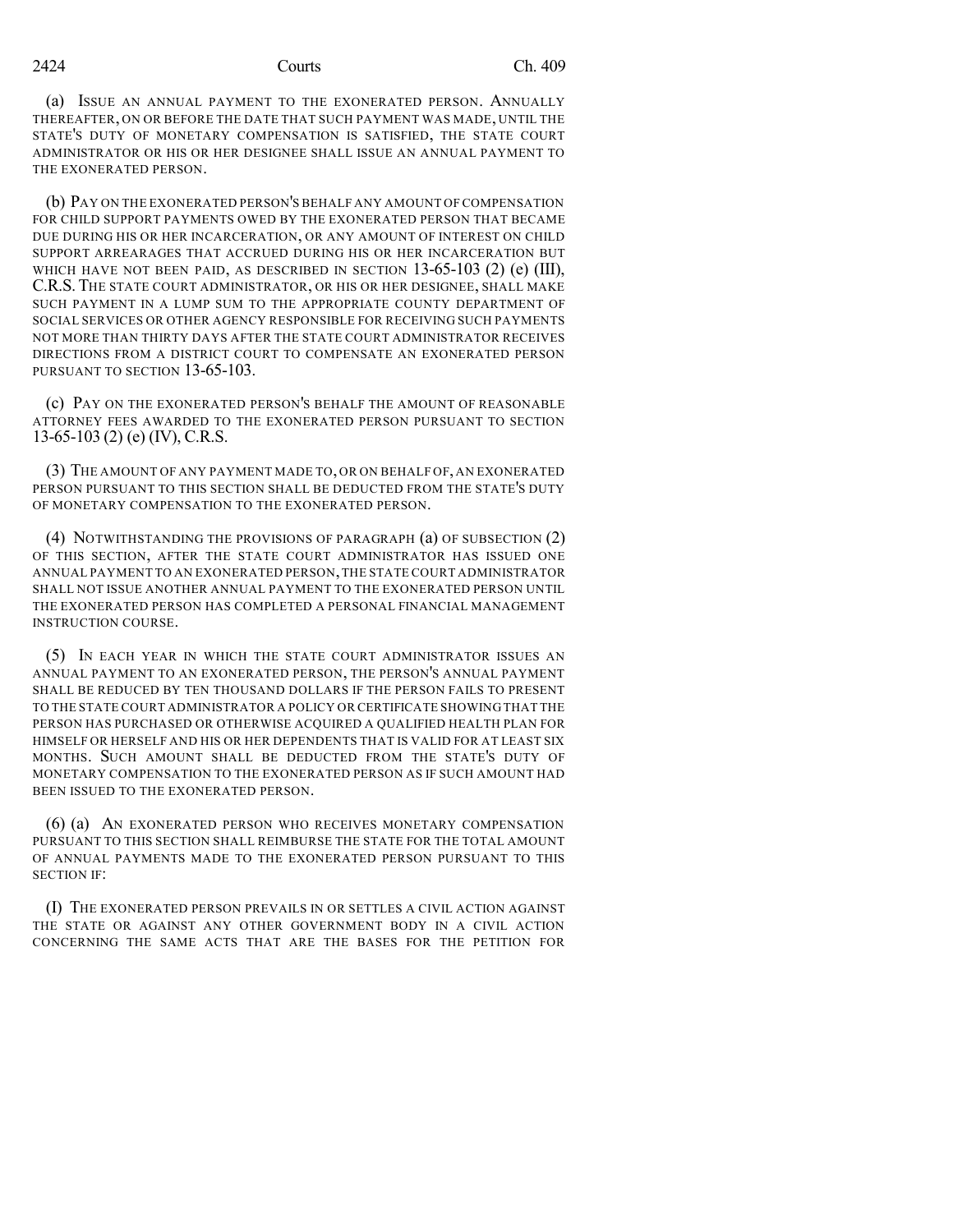(a) ISSUE AN ANNUAL PAYMENT TO THE EXONERATED PERSON. ANNUALLY THEREAFTER, ON OR BEFORE THE DATE THAT SUCH PAYMENT WAS MADE, UNTIL THE STATE'S DUTY OF MONETARY COMPENSATION IS SATISFIED, THE STATE COURT ADMINISTRATOR OR HIS OR HER DESIGNEE SHALL ISSUE AN ANNUAL PAYMENT TO THE EXONERATED PERSON.

(b) PAY ON THE EXONERATED PERSON'S BEHALF ANY AMOUNT OF COMPENSATION FOR CHILD SUPPORT PAYMENTS OWED BY THE EXONERATED PERSON THAT BECAME DUE DURING HIS OR HER INCARCERATION, OR ANY AMOUNT OF INTEREST ON CHILD SUPPORT ARREARAGES THAT ACCRUED DURING HIS OR HER INCARCERATION BUT WHICH HAVE NOT BEEN PAID, AS DESCRIBED IN SECTION 13-65-103 (2) (e) (III), C.R.S. THE STATE COURT ADMINISTRATOR, OR HIS OR HER DESIGNEE, SHALL MAKE SUCH PAYMENT IN A LUMP SUM TO THE APPROPRIATE COUNTY DEPARTMENT OF SOCIAL SERVICES OR OTHER AGENCY RESPONSIBLE FOR RECEIVING SUCH PAYMENTS NOT MORE THAN THIRTY DAYS AFTER THE STATE COURT ADMINISTRATOR RECEIVES DIRECTIONS FROM A DISTRICT COURT TO COMPENSATE AN EXONERATED PERSON PURSUANT TO SECTION 13-65-103.

(c) PAY ON THE EXONERATED PERSON'S BEHALF THE AMOUNT OF REASONABLE ATTORNEY FEES AWARDED TO THE EXONERATED PERSON PURSUANT TO SECTION 13-65-103 (2) (e) (IV), C.R.S.

(3) THE AMOUNT OF ANY PAYMENT MADE TO, OR ON BEHALF OF, AN EXONERATED PERSON PURSUANT TO THIS SECTION SHALL BE DEDUCTED FROM THE STATE'S DUTY OF MONETARY COMPENSATION TO THE EXONERATED PERSON.

(4) NOTWITHSTANDING THE PROVISIONS OF PARAGRAPH (a) OF SUBSECTION (2) OF THIS SECTION, AFTER THE STATE COURT ADMINISTRATOR HAS ISSUED ONE ANNUAL PAYMENT TO AN EXONERATED PERSON, THE STATE COURT ADMINISTRATOR SHALL NOT ISSUE ANOTHER ANNUAL PAYMENT TO THE EXONERATED PERSON UNTIL THE EXONERATED PERSON HAS COMPLETED A PERSONAL FINANCIAL MANAGEMENT INSTRUCTION COURSE.

(5) IN EACH YEAR IN WHICH THE STATE COURT ADMINISTRATOR ISSUES AN ANNUAL PAYMENT TO AN EXONERATED PERSON, THE PERSON'S ANNUAL PAYMENT SHALL BE REDUCED BY TEN THOUSAND DOLLARS IF THE PERSON FAILS TO PRESENT TO THE STATE COURT ADMINISTRATOR A POLICY OR CERTIFICATE SHOWING THAT THE PERSON HAS PURCHASED OR OTHERWISE ACQUIRED A QUALIFIED HEALTH PLAN FOR HIMSELF OR HERSELF AND HIS OR HER DEPENDENTS THAT IS VALID FOR AT LEAST SIX MONTHS. SUCH AMOUNT SHALL BE DEDUCTED FROM THE STATE'S DUTY OF MONETARY COMPENSATION TO THE EXONERATED PERSON AS IF SUCH AMOUNT HAD BEEN ISSUED TO THE EXONERATED PERSON.

(6) (a) AN EXONERATED PERSON WHO RECEIVES MONETARY COMPENSATION PURSUANT TO THIS SECTION SHALL REIMBURSE THE STATE FOR THE TOTAL AMOUNT OF ANNUAL PAYMENTS MADE TO THE EXONERATED PERSON PURSUANT TO THIS SECTION IF:

(I) THE EXONERATED PERSON PREVAILS IN OR SETTLES A CIVIL ACTION AGAINST THE STATE OR AGAINST ANY OTHER GOVERNMENT BODY IN A CIVIL ACTION CONCERNING THE SAME ACTS THAT ARE THE BASES FOR THE PETITION FOR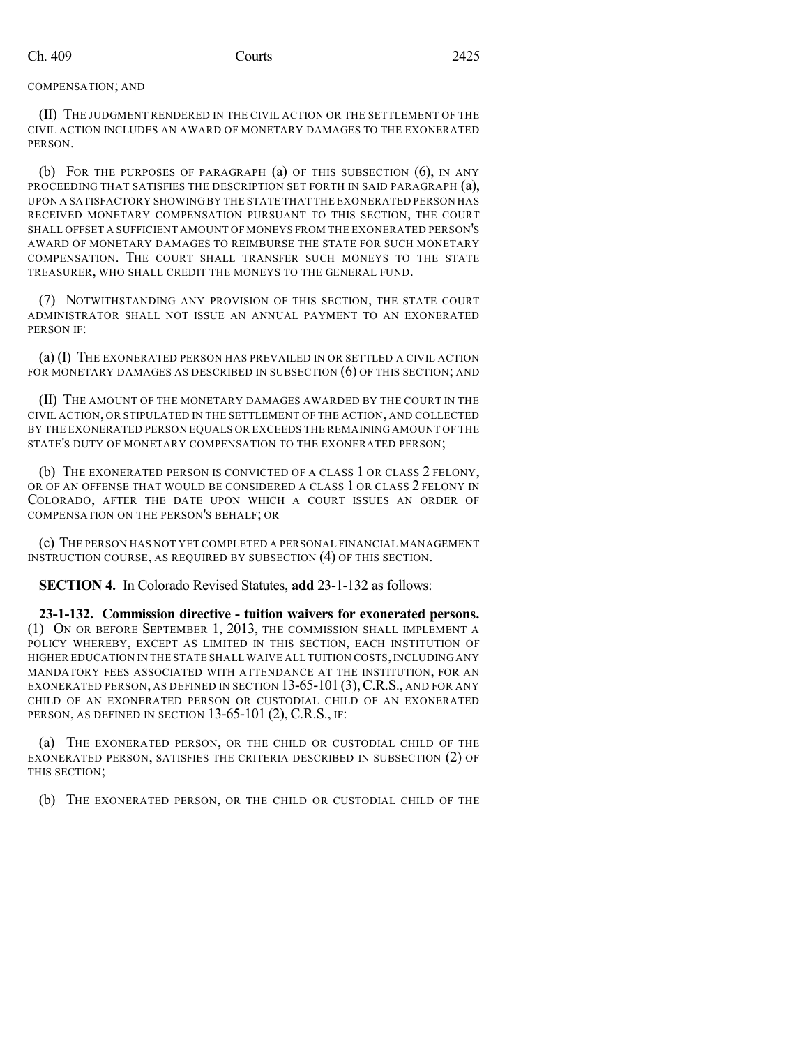COMPENSATION; AND

(II) THE JUDGMENT RENDERED IN THE CIVIL ACTION OR THE SETTLEMENT OF THE CIVIL ACTION INCLUDES AN AWARD OF MONETARY DAMAGES TO THE EXONERATED PERSON.

(b) FOR THE PURPOSES OF PARAGRAPH (a) OF THIS SUBSECTION (6), IN ANY PROCEEDING THAT SATISFIES THE DESCRIPTION SET FORTH IN SAID PARAGRAPH (a), UPON A SATISFACTORY SHOWING BY THE STATE THAT THE EXONERATED PERSON HAS RECEIVED MONETARY COMPENSATION PURSUANT TO THIS SECTION, THE COURT SHALL OFFSET A SUFFICIENT AMOUNT OF MONEYS FROM THE EXONERATED PERSON'S AWARD OF MONETARY DAMAGES TO REIMBURSE THE STATE FOR SUCH MONETARY COMPENSATION. THE COURT SHALL TRANSFER SUCH MONEYS TO THE STATE TREASURER, WHO SHALL CREDIT THE MONEYS TO THE GENERAL FUND.

(7) NOTWITHSTANDING ANY PROVISION OF THIS SECTION, THE STATE COURT ADMINISTRATOR SHALL NOT ISSUE AN ANNUAL PAYMENT TO AN EXONERATED PERSON IF:

(a) (I) THE EXONERATED PERSON HAS PREVAILED IN OR SETTLED A CIVIL ACTION FOR MONETARY DAMAGES AS DESCRIBED IN SUBSECTION (6) OF THIS SECTION; AND

(II) THE AMOUNT OF THE MONETARY DAMAGES AWARDED BY THE COURT IN THE CIVIL ACTION, OR STIPULATED IN THE SETTLEMENT OF THE ACTION, AND COLLECTED BY THE EXONERATED PERSON EQUALS OR EXCEEDS THE REMAINING AMOUNT OF THE STATE'S DUTY OF MONETARY COMPENSATION TO THE EXONERATED PERSON;

(b) THE EXONERATED PERSON IS CONVICTED OF A CLASS 1 OR CLASS 2 FELONY, OR OF AN OFFENSE THAT WOULD BE CONSIDERED A CLASS 1 OR CLASS 2 FELONY IN COLORADO, AFTER THE DATE UPON WHICH A COURT ISSUES AN ORDER OF COMPENSATION ON THE PERSON'S BEHALF; OR

(c) THE PERSON HAS NOT YET COMPLETED A PERSONAL FINANCIAL MANAGEMENT INSTRUCTION COURSE, AS REQUIRED BY SUBSECTION (4) OF THIS SECTION.

**SECTION 4.** In Colorado Revised Statutes, **add** 23-1-132 as follows:

**23-1-132. Commission directive - tuition waivers for exonerated persons.** (1) ON OR BEFORE SEPTEMBER 1, 2013, THE COMMISSION SHALL IMPLEMENT A POLICY WHEREBY, EXCEPT AS LIMITED IN THIS SECTION, EACH INSTITUTION OF HIGHER EDUCATION IN THE STATE SHALL WAIVE ALL TUITION COSTS, INCLUDING ANY MANDATORY FEES ASSOCIATED WITH ATTENDANCE AT THE INSTITUTION, FOR AN EXONERATED PERSON, AS DEFINED IN SECTION 13-65-101 (3), C.R.S., AND FOR ANY CHILD OF AN EXONERATED PERSON OR CUSTODIAL CHILD OF AN EXONERATED PERSON, AS DEFINED IN SECTION 13-65-101 (2), C.R.S., IF:

(a) THE EXONERATED PERSON, OR THE CHILD OR CUSTODIAL CHILD OF THE EXONERATED PERSON, SATISFIES THE CRITERIA DESCRIBED IN SUBSECTION (2) OF THIS SECTION;

(b) THE EXONERATED PERSON, OR THE CHILD OR CUSTODIAL CHILD OF THE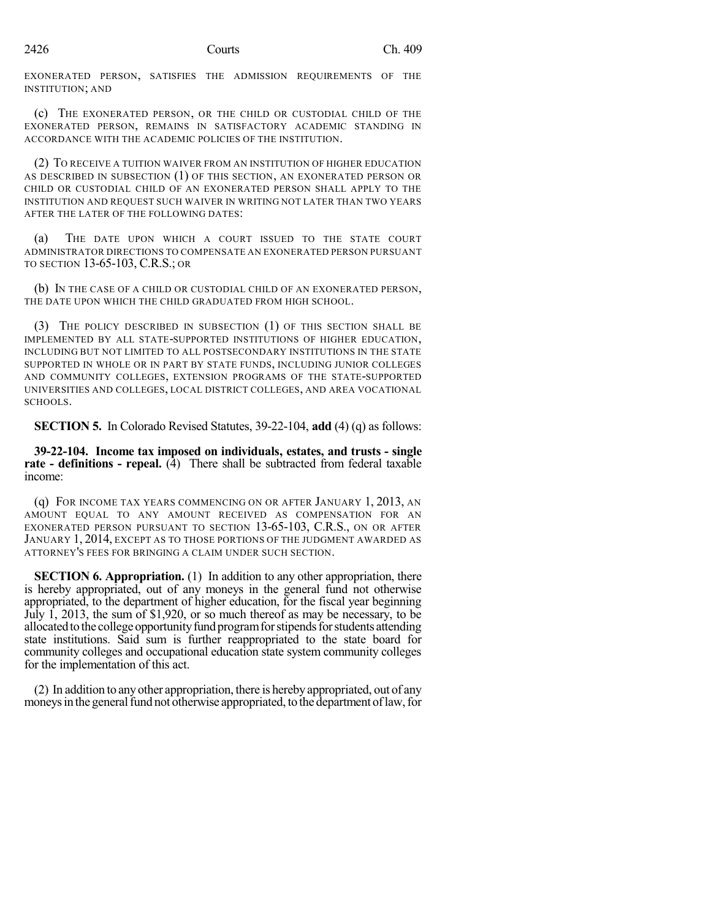EXONERATED PERSON, SATISFIES THE ADMISSION REQUIREMENTS OF THE INSTITUTION; AND

(c) THE EXONERATED PERSON, OR THE CHILD OR CUSTODIAL CHILD OF THE EXONERATED PERSON, REMAINS IN SATISFACTORY ACADEMIC STANDING IN ACCORDANCE WITH THE ACADEMIC POLICIES OF THE INSTITUTION.

(2) TO RECEIVE A TUITION WAIVER FROM AN INSTITUTION OF HIGHER EDUCATION AS DESCRIBED IN SUBSECTION (1) OF THIS SECTION, AN EXONERATED PERSON OR CHILD OR CUSTODIAL CHILD OF AN EXONERATED PERSON SHALL APPLY TO THE INSTITUTION AND REQUEST SUCH WAIVER IN WRITING NOT LATER THAN TWO YEARS AFTER THE LATER OF THE FOLLOWING DATES:

(a) THE DATE UPON WHICH A COURT ISSUED TO THE STATE COURT ADMINISTRATOR DIRECTIONS TO COMPENSATE AN EXONERATED PERSON PURSUANT TO SECTION 13-65-103, C.R.S.; OR

(b) IN THE CASE OF A CHILD OR CUSTODIAL CHILD OF AN EXONERATED PERSON, THE DATE UPON WHICH THE CHILD GRADUATED FROM HIGH SCHOOL.

(3) THE POLICY DESCRIBED IN SUBSECTION (1) OF THIS SECTION SHALL BE IMPLEMENTED BY ALL STATE-SUPPORTED INSTITUTIONS OF HIGHER EDUCATION, INCLUDING BUT NOT LIMITED TO ALL POSTSECONDARY INSTITUTIONS IN THE STATE SUPPORTED IN WHOLE OR IN PART BY STATE FUNDS, INCLUDING JUNIOR COLLEGES AND COMMUNITY COLLEGES, EXTENSION PROGRAMS OF THE STATE-SUPPORTED UNIVERSITIES AND COLLEGES, LOCAL DISTRICT COLLEGES, AND AREA VOCATIONAL SCHOOLS.

**SECTION 5.** In Colorado Revised Statutes, 39-22-104, **add** (4) (q) as follows:

**39-22-104. Income tax imposed on individuals, estates, and trusts - single rate - definitions - repeal.** (4) There shall be subtracted from federal taxable income:

(q) FOR INCOME TAX YEARS COMMENCING ON OR AFTER JANUARY 1, 2013, AN AMOUNT EQUAL TO ANY AMOUNT RECEIVED AS COMPENSATION FOR AN EXONERATED PERSON PURSUANT TO SECTION 13-65-103, C.R.S., ON OR AFTER JANUARY 1, 2014, EXCEPT AS TO THOSE PORTIONS OF THE JUDGMENT AWARDED AS ATTORNEY'S FEES FOR BRINGING A CLAIM UNDER SUCH SECTION.

**SECTION 6. Appropriation.** (1) In addition to any other appropriation, there is hereby appropriated, out of any moneys in the general fund not otherwise appropriated, to the department of higher education, for the fiscal year beginning July 1, 2013, the sum of $1,920, or so much thereof as may be necessary, to be allocated to the college opportunity fund program for stipends for students attending state institutions. Said sum is further reappropriated to the state board for community colleges and occupational education state system community colleges for the implementation of this act.

(2) In addition to any other appropriation, there is hereby appropriated, out of any moneys in the general fund not otherwise appropriated, to the department of law, for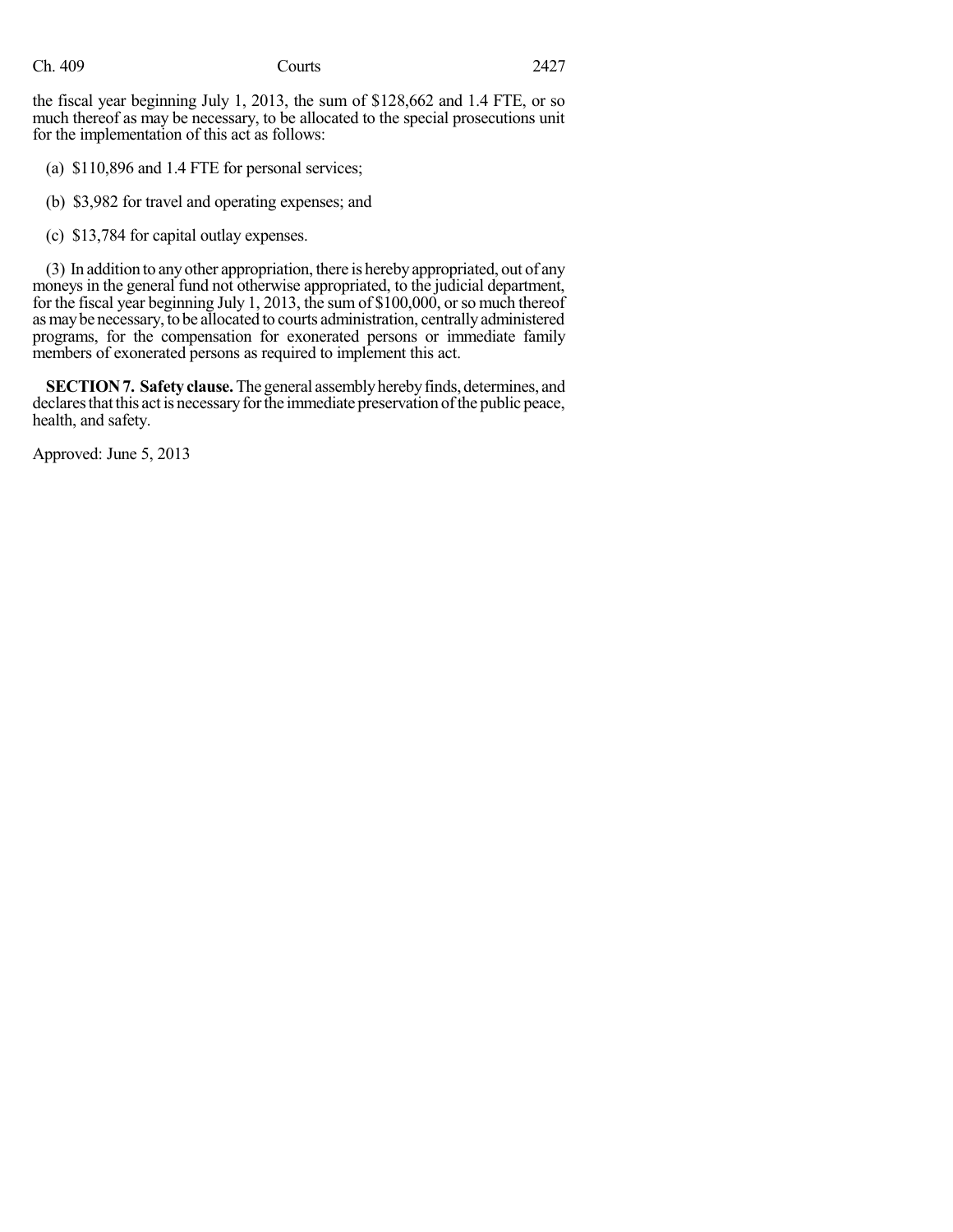the fiscal year beginning July 1, 2013, the sum of $128,662 and 1.4 FTE, or so much thereof as may be necessary, to be allocated to the special prosecutions unit for the implementation of this act as follows:

(a) $110,896 and 1.4 FTE for personal services;

(b) $3,982 for travel and operating expenses; and

(c) $13,784 for capital outlay expenses.

(3) In addition to any other appropriation, there is hereby appropriated, out of any moneys in the general fund not otherwise appropriated, to the judicial department, for the fiscal year beginning July 1, 2013, the sum of $100,000, or so much thereof as may be necessary, to be allocated to courts administration, centrally administered programs, for the compensation for exonerated persons or immediate family members of exonerated persons as required to implement this act.

**SECTION 7. Safety clause.** The general assembly hereby finds, determines, and declares that this act is necessary for the immediate preservation of the public peace, health, and safety.

Approved: June 5, 2013